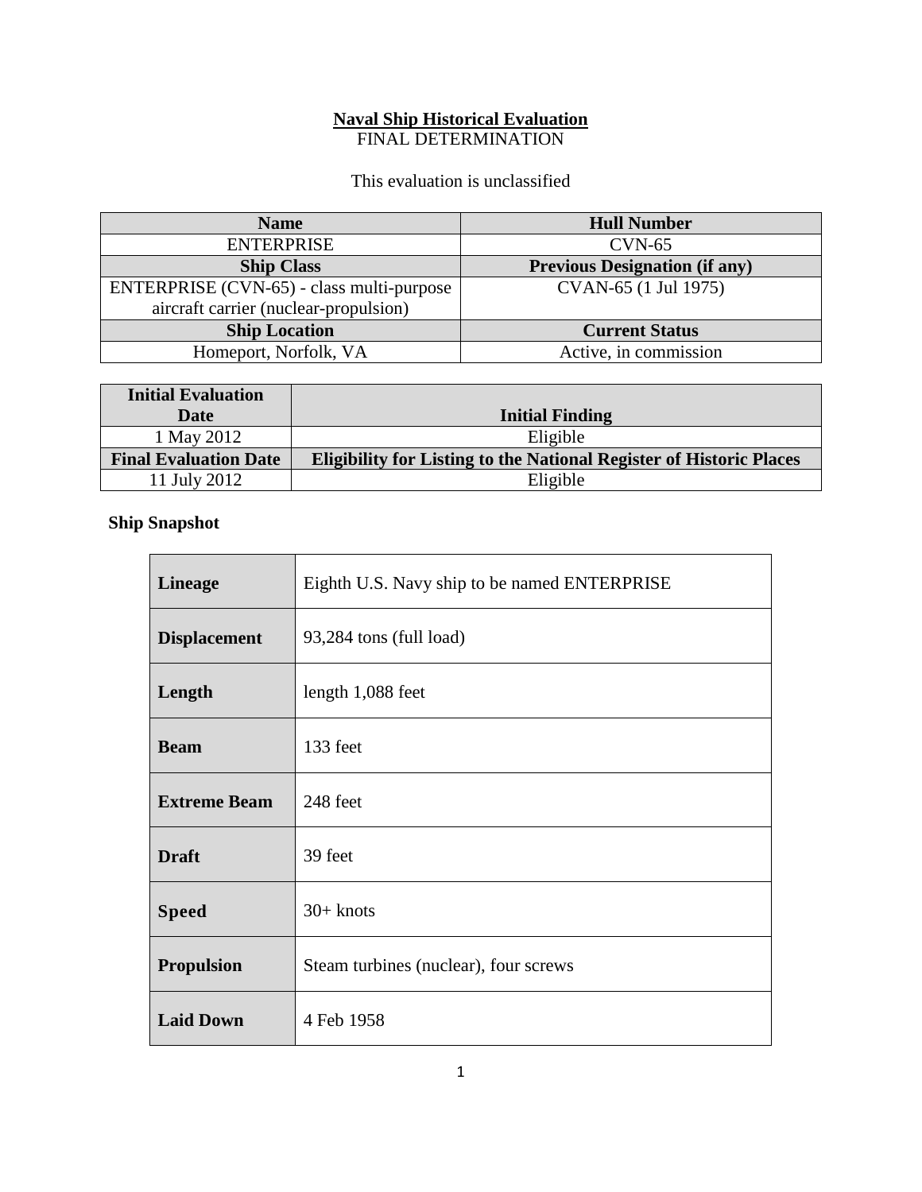# Naval Ship Historical Evaluation

FINAL DETERMINATION

This evaluation is unclassified

| Name | Hull Number |
|---|---|
| ENTERPRISE | CVN-65 |
| **Ship Class** | **Previous Designation (if any)** |
| ENTERPRISE (CVN-65) - class multi-purpose aircraft carrier (nuclear-propulsion) | CVAN-65 (1 Jul 1975) |
| **Ship Location** | **Current Status** |
| Homeport, Norfolk, VA | Active, in commission |

| Initial Evaluation Date | Initial Finding |
|---|---|
| 1 May 2012 | Eligible |
| **Final Evaluation Date** | **Eligibility for Listing to the National Register of Historic Places** |
| 11 July 2012 | Eligible |

## Ship Snapshot

| | |
|---|---|
| **Lineage** | Eighth U.S. Navy ship to be named ENTERPRISE |
| **Displacement** | 93,284 tons (full load) |
| **Length** | length 1,088 feet |
| **Beam** | 133 feet |
| **Extreme Beam** | 248 feet |
| **Draft** | 39 feet |
| **Speed** | 30+ knots |
| **Propulsion** | Steam turbines (nuclear), four screws |
| **Laid Down** | 4 Feb 1958 |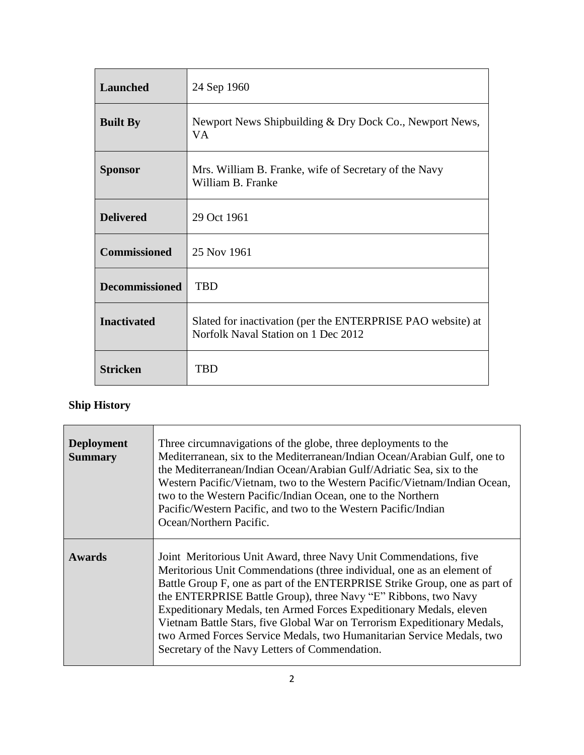| | |
|---|---|
| **Launched** | 24 Sep 1960 |
| **Built By** | Newport News Shipbuilding & Dry Dock Co., Newport News, VA |
| **Sponsor** | Mrs. William B. Franke, wife of Secretary of the Navy William B. Franke |
| **Delivered** | 29 Oct 1961 |
| **Commissioned** | 25 Nov 1961 |
| **Decommissioned** | TBD |
| **Inactivated** | Slated for inactivation (per the ENTERPRISE PAO website) at Norfolk Naval Station on 1 Dec 2012 |
| **Stricken** | TBD |

**Ship History**

| | |
|---|---|
| **Deployment Summary** | Three circumnavigations of the globe, three deployments to the Mediterranean, six to the Mediterranean/Indian Ocean/Arabian Gulf, one to the Mediterranean/Indian Ocean/Arabian Gulf/Adriatic Sea, six to the Western Pacific/Vietnam, two to the Western Pacific/Vietnam/Indian Ocean, two to the Western Pacific/Indian Ocean, one to the Northern Pacific/Western Pacific, and two to the Western Pacific/Indian Ocean/Northern Pacific. |
| **Awards** | Joint Meritorious Unit Award, three Navy Unit Commendations, five Meritorious Unit Commendations (three individual, one as an element of Battle Group F, one as part of the ENTERPRISE Strike Group, one as part of the ENTERPRISE Battle Group), three Navy "E" Ribbons, two Navy Expeditionary Medals, ten Armed Forces Expeditionary Medals, eleven Vietnam Battle Stars, five Global War on Terrorism Expeditionary Medals, two Armed Forces Service Medals, two Humanitarian Service Medals, two Secretary of the Navy Letters of Commendation. |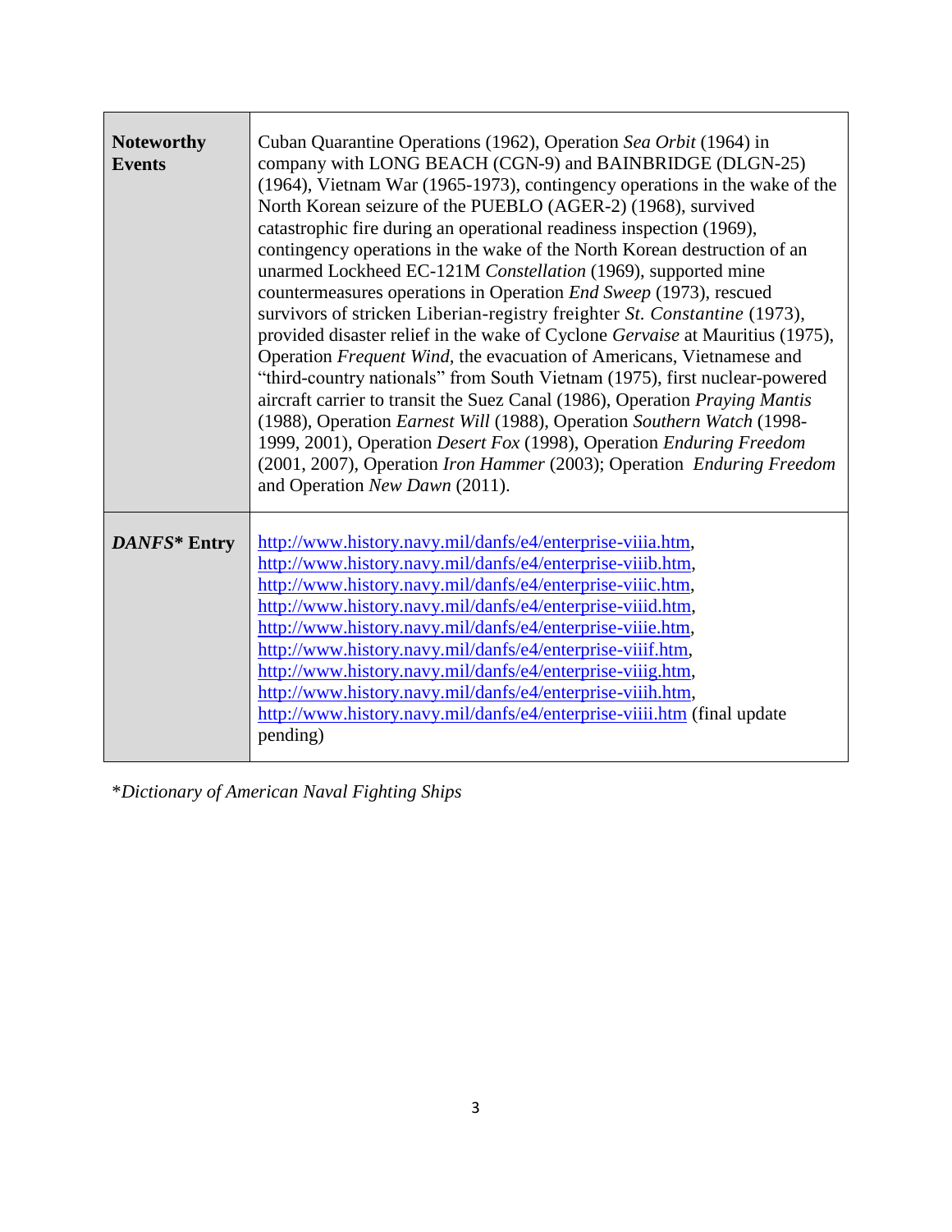| | |
|---|---|
| **Noteworthy Events** | Cuban Quarantine Operations (1962), Operation *Sea Orbit* (1964) in company with LONG BEACH (CGN-9) and BAINBRIDGE (DLGN-25) (1964), Vietnam War (1965-1973), contingency operations in the wake of the North Korean seizure of the PUEBLO (AGER-2) (1968), survived catastrophic fire during an operational readiness inspection (1969), contingency operations in the wake of the North Korean destruction of an unarmed Lockheed EC-121M *Constellation* (1969), supported mine countermeasures operations in Operation *End Sweep* (1973), rescued survivors of stricken Liberian-registry freighter *St. Constantine* (1973), provided disaster relief in the wake of Cyclone *Gervaise* at Mauritius (1975), Operation *Frequent Wind*, the evacuation of Americans, Vietnamese and "third-country nationals" from South Vietnam (1975), first nuclear-powered aircraft carrier to transit the Suez Canal (1986), Operation *Praying Mantis* (1988), Operation *Earnest Will* (1988), Operation *Southern Watch* (1998-1999, 2001), Operation *Desert Fox* (1998), Operation *Enduring Freedom* (2001, 2007), Operation *Iron Hammer* (2003); Operation *Enduring Freedom* and Operation *New Dawn* (2011). |
| ***DANFS*\* Entry** | http://www.history.navy.mil/danfs/e4/enterprise-viiia.htm, http://www.history.navy.mil/danfs/e4/enterprise-viiib.htm, http://www.history.navy.mil/danfs/e4/enterprise-viiic.htm, http://www.history.navy.mil/danfs/e4/enterprise-viiid.htm, http://www.history.navy.mil/danfs/e4/enterprise-viiie.htm, http://www.history.navy.mil/danfs/e4/enterprise-viiif.htm, http://www.history.navy.mil/danfs/e4/enterprise-viiig.htm, http://www.history.navy.mil/danfs/e4/enterprise-viiih.htm, http://www.history.navy.mil/danfs/e4/enterprise-viiii.htm (final update pending) |

\**Dictionary of American Naval Fighting Ships*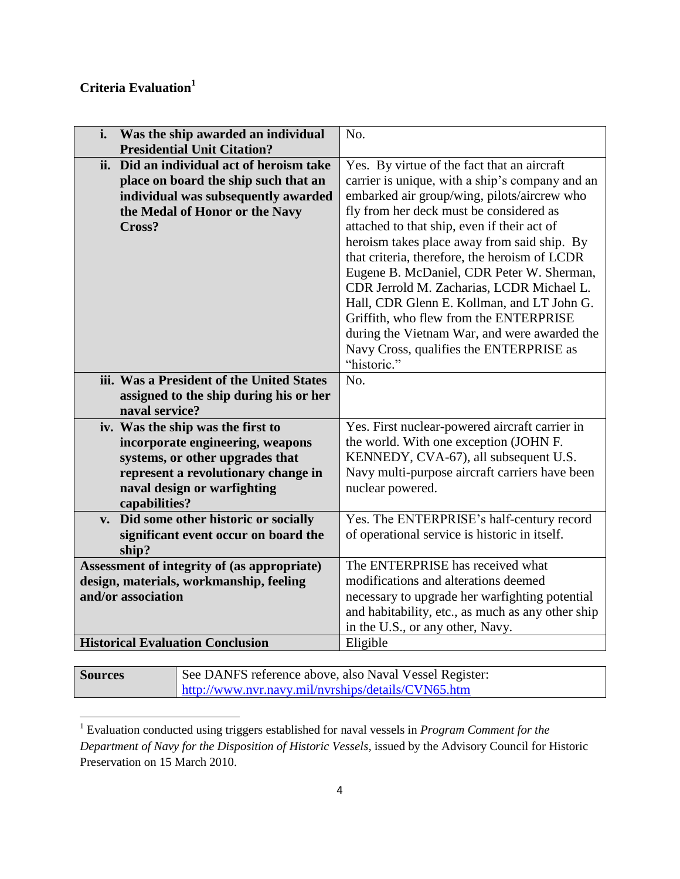**Criteria Evaluation**[1]

| | |
|---|---|
| **i. Was the ship awarded an individual Presidential Unit Citation?** | No. |
| **ii. Did an individual act of heroism take place on board the ship such that an individual was subsequently awarded the Medal of Honor or the Navy Cross?** | Yes. By virtue of the fact that an aircraft carrier is unique, with a ship's company and an embarked air group/wing, pilots/aircrew who fly from her deck must be considered as attached to that ship, even if their act of heroism takes place away from said ship. By that criteria, therefore, the heroism of LCDR Eugene B. McDaniel, CDR Peter W. Sherman, CDR Jerrold M. Zacharias, LCDR Michael L. Hall, CDR Glenn E. Kollman, and LT John G. Griffith, who flew from the ENTERPRISE during the Vietnam War, and were awarded the Navy Cross, qualifies the ENTERPRISE as "historic." |
| **iii. Was a President of the United States assigned to the ship during his or her naval service?** | No. |
| **iv. Was the ship was the first to incorporate engineering, weapons systems, or other upgrades that represent a revolutionary change in naval design or warfighting capabilities?** | Yes. First nuclear-powered aircraft carrier in the world. With one exception (JOHN F. KENNEDY, CVA-67), all subsequent U.S. Navy multi-purpose aircraft carriers have been nuclear powered. |
| **v. Did some other historic or socially significant event occur on board the ship?** | Yes. The ENTERPRISE's half-century record of operational service is historic in itself. |
| **Assessment of integrity of (as appropriate) design, materials, workmanship, feeling and/or association** | The ENTERPRISE has received what modifications and alterations deemed necessary to upgrade her warfighting potential and habitability, etc., as much as any other ship in the U.S., or any other, Navy. |
| **Historical Evaluation Conclusion** | Eligible |

| | |
|---|---|
| **Sources** | See DANFS reference above, also Naval Vessel Register: http://www.nvr.navy.mil/nvrships/details/CVN65.htm |

[1] Evaluation conducted using triggers established for naval vessels in *Program Comment for the Department of Navy for the Disposition of Historic Vessels*, issued by the Advisory Council for Historic Preservation on 15 March 2010.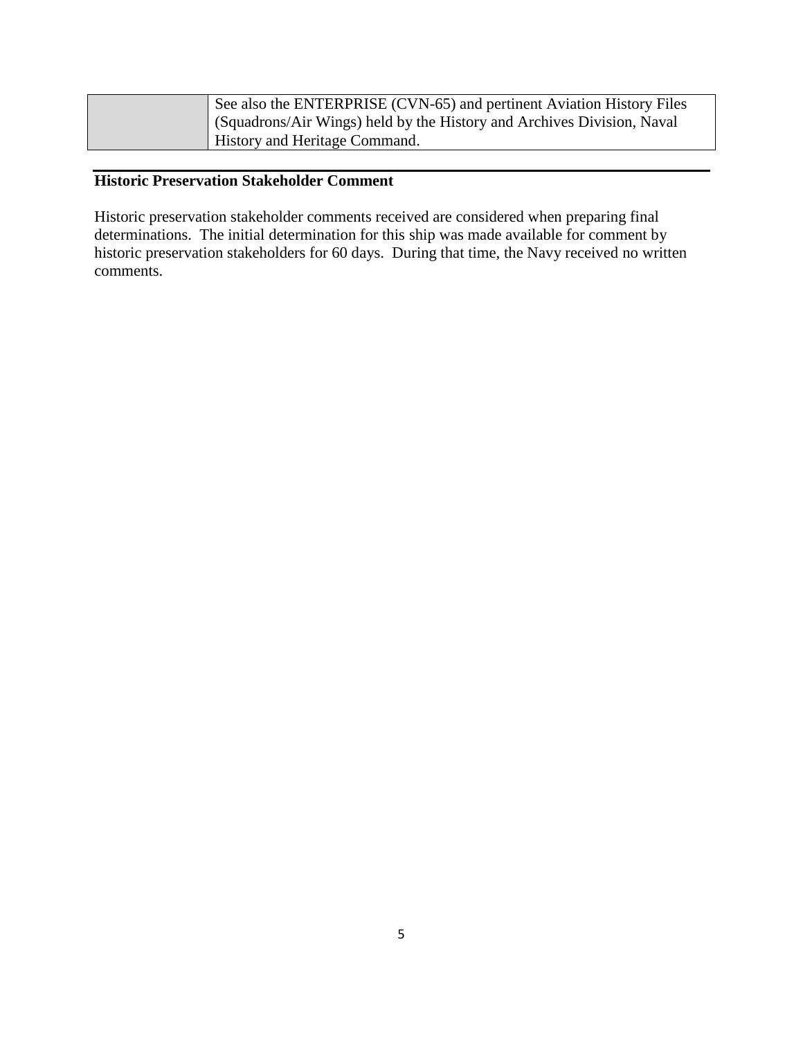| | |
|---|---|
| | See also the ENTERPRISE (CVN-65) and pertinent Aviation History Files (Squadrons/Air Wings) held by the History and Archives Division, Naval History and Heritage Command. |

## Historic Preservation Stakeholder Comment

Historic preservation stakeholder comments received are considered when preparing final determinations. The initial determination for this ship was made available for comment by historic preservation stakeholders for 60 days. During that time, the Navy received no written comments.